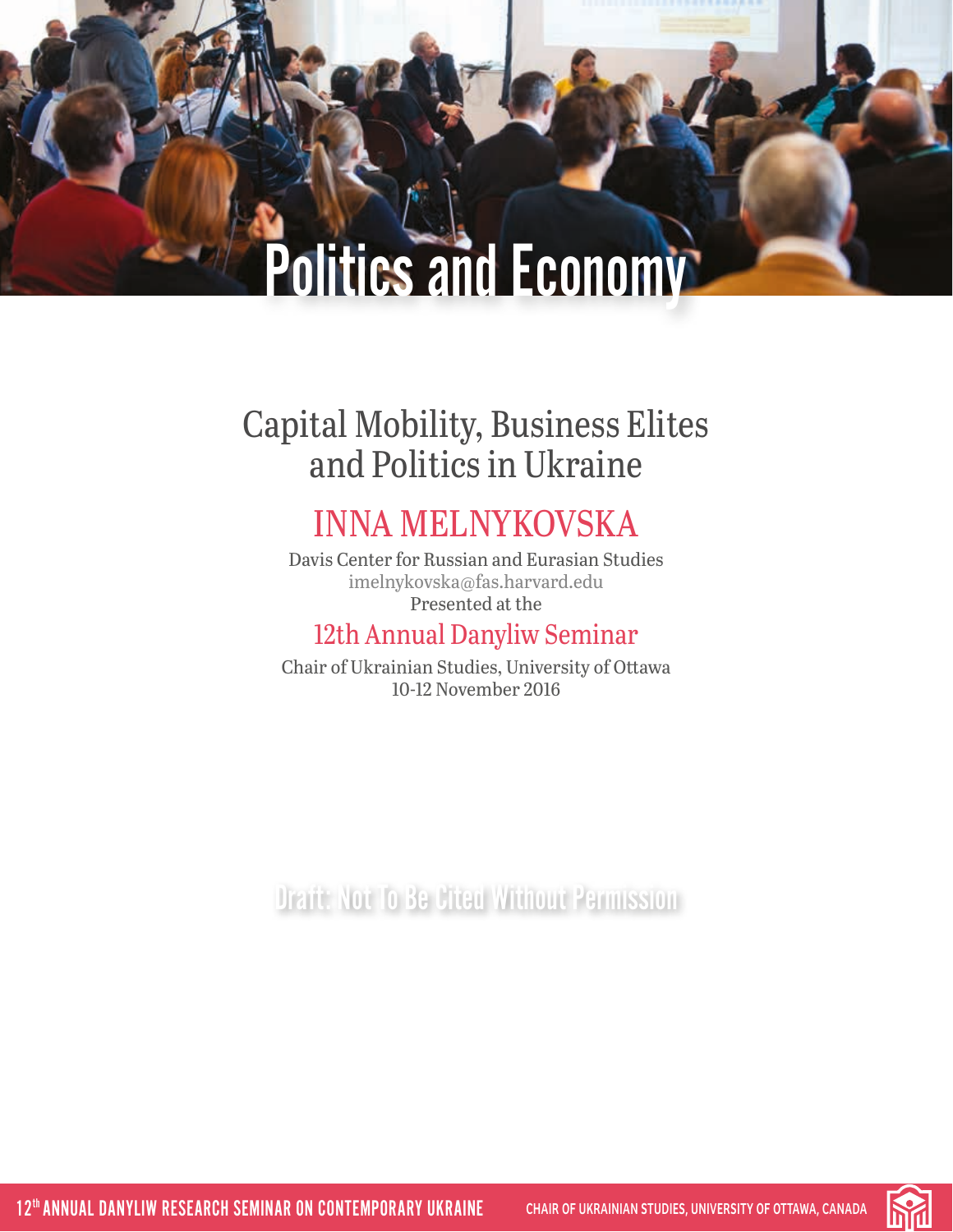# Politics and Economy

## Capital Mobility, Business Elites and Politics in Ukraine

**INNA MELNYKOVSKA**

Davis Center for Russian and Eurasian Studies
imelnykovska@fas.harvard.edu
Presented at the

**12th Annual Danyliw Seminar**

Chair of Ukrainian Studies, University of Ottawa
10-12 November 2016

Draft: Not To Be Cited Without Permission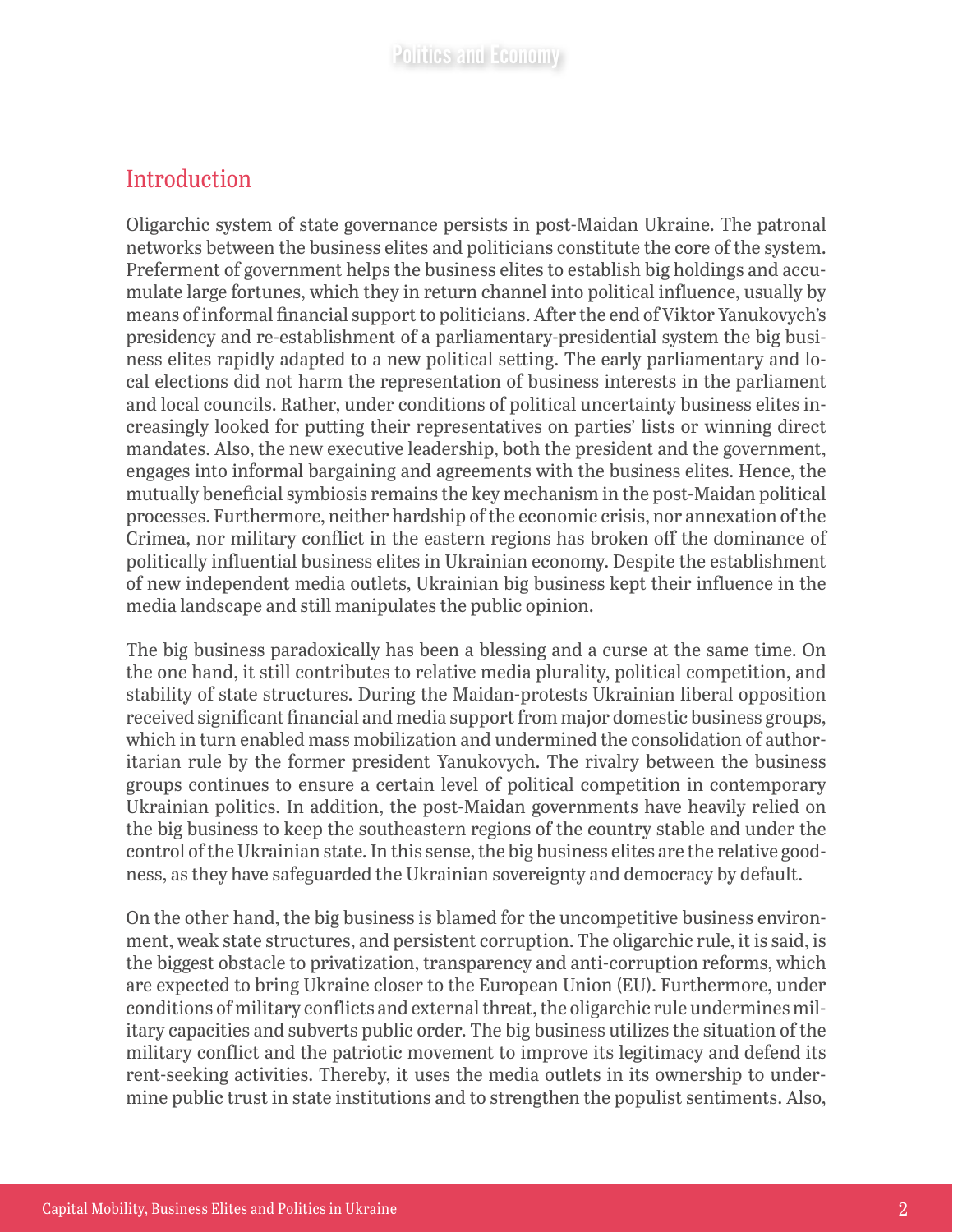## Introduction

Oligarchic system of state governance persists in post-Maidan Ukraine. The patronal networks between the business elites and politicians constitute the core of the system. Preferment of government helps the business elites to establish big holdings and accumulate large fortunes, which they in return channel into political influence, usually by means of informal financial support to politicians. After the end of Viktor Yanukovych's presidency and re-establishment of a parliamentary-presidential system the big business elites rapidly adapted to a new political setting. The early parliamentary and local elections did not harm the representation of business interests in the parliament and local councils. Rather, under conditions of political uncertainty business elites increasingly looked for putting their representatives on parties' lists or winning direct mandates. Also, the new executive leadership, both the president and the government, engages into informal bargaining and agreements with the business elites. Hence, the mutually beneficial symbiosis remains the key mechanism in the post-Maidan political processes. Furthermore, neither hardship of the economic crisis, nor annexation of the Crimea, nor military conflict in the eastern regions has broken off the dominance of politically influential business elites in Ukrainian economy. Despite the establishment of new independent media outlets, Ukrainian big business kept their influence in the media landscape and still manipulates the public opinion.

The big business paradoxically has been a blessing and a curse at the same time. On the one hand, it still contributes to relative media plurality, political competition, and stability of state structures. During the Maidan-protests Ukrainian liberal opposition received significant financial and media support from major domestic business groups, which in turn enabled mass mobilization and undermined the consolidation of authoritarian rule by the former president Yanukovych. The rivalry between the business groups continues to ensure a certain level of political competition in contemporary Ukrainian politics. In addition, the post-Maidan governments have heavily relied on the big business to keep the southeastern regions of the country stable and under the control of the Ukrainian state. In this sense, the big business elites are the relative goodness, as they have safeguarded the Ukrainian sovereignty and democracy by default.

On the other hand, the big business is blamed for the uncompetitive business environment, weak state structures, and persistent corruption. The oligarchic rule, it is said, is the biggest obstacle to privatization, transparency and anti-corruption reforms, which are expected to bring Ukraine closer to the European Union (EU). Furthermore, under conditions of military conflicts and external threat, the oligarchic rule undermines military capacities and subverts public order. The big business utilizes the situation of the military conflict and the patriotic movement to improve its legitimacy and defend its rent-seeking activities. Thereby, it uses the media outlets in its ownership to undermine public trust in state institutions and to strengthen the populist sentiments. Also,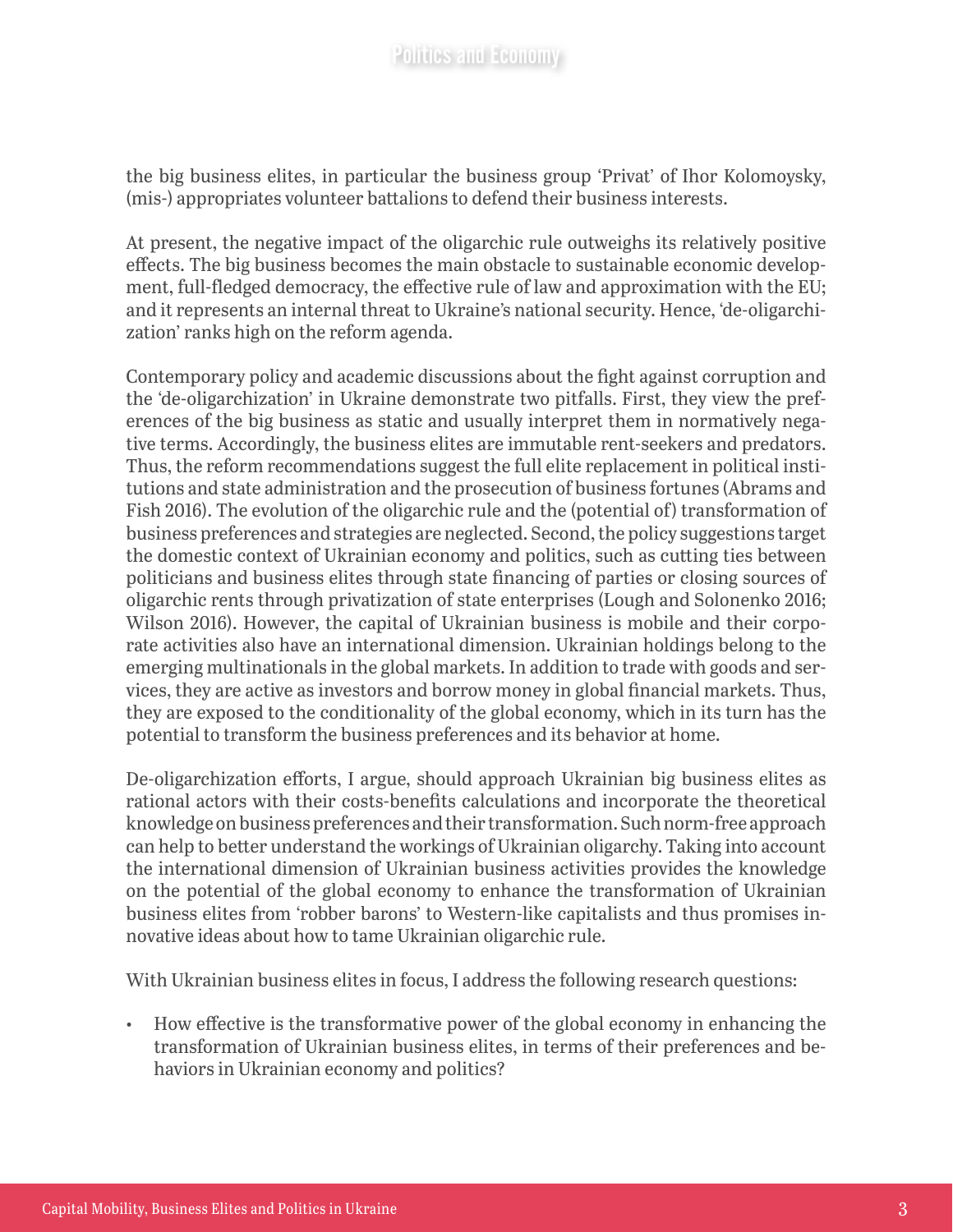the big business elites, in particular the business group 'Privat' of Ihor Kolomoysky, (mis-) appropriates volunteer battalions to defend their business interests.

At present, the negative impact of the oligarchic rule outweighs its relatively positive effects. The big business becomes the main obstacle to sustainable economic development, full-fledged democracy, the effective rule of law and approximation with the EU; and it represents an internal threat to Ukraine's national security. Hence, 'de-oligarchization' ranks high on the reform agenda.

Contemporary policy and academic discussions about the fight against corruption and the 'de-oligarchization' in Ukraine demonstrate two pitfalls. First, they view the preferences of the big business as static and usually interpret them in normatively negative terms. Accordingly, the business elites are immutable rent-seekers and predators. Thus, the reform recommendations suggest the full elite replacement in political institutions and state administration and the prosecution of business fortunes (Abrams and Fish 2016). The evolution of the oligarchic rule and the (potential of) transformation of business preferences and strategies are neglected. Second, the policy suggestions target the domestic context of Ukrainian economy and politics, such as cutting ties between politicians and business elites through state financing of parties or closing sources of oligarchic rents through privatization of state enterprises (Lough and Solonenko 2016; Wilson 2016). However, the capital of Ukrainian business is mobile and their corporate activities also have an international dimension. Ukrainian holdings belong to the emerging multinationals in the global markets. In addition to trade with goods and services, they are active as investors and borrow money in global financial markets. Thus, they are exposed to the conditionality of the global economy, which in its turn has the potential to transform the business preferences and its behavior at home.

De-oligarchization efforts, I argue, should approach Ukrainian big business elites as rational actors with their costs-benefits calculations and incorporate the theoretical knowledge on business preferences and their transformation. Such norm-free approach can help to better understand the workings of Ukrainian oligarchy. Taking into account the international dimension of Ukrainian business activities provides the knowledge on the potential of the global economy to enhance the transformation of Ukrainian business elites from 'robber barons' to Western-like capitalists and thus promises innovative ideas about how to tame Ukrainian oligarchic rule.

With Ukrainian business elites in focus, I address the following research questions:

- How effective is the transformative power of the global economy in enhancing the transformation of Ukrainian business elites, in terms of their preferences and behaviors in Ukrainian economy and politics?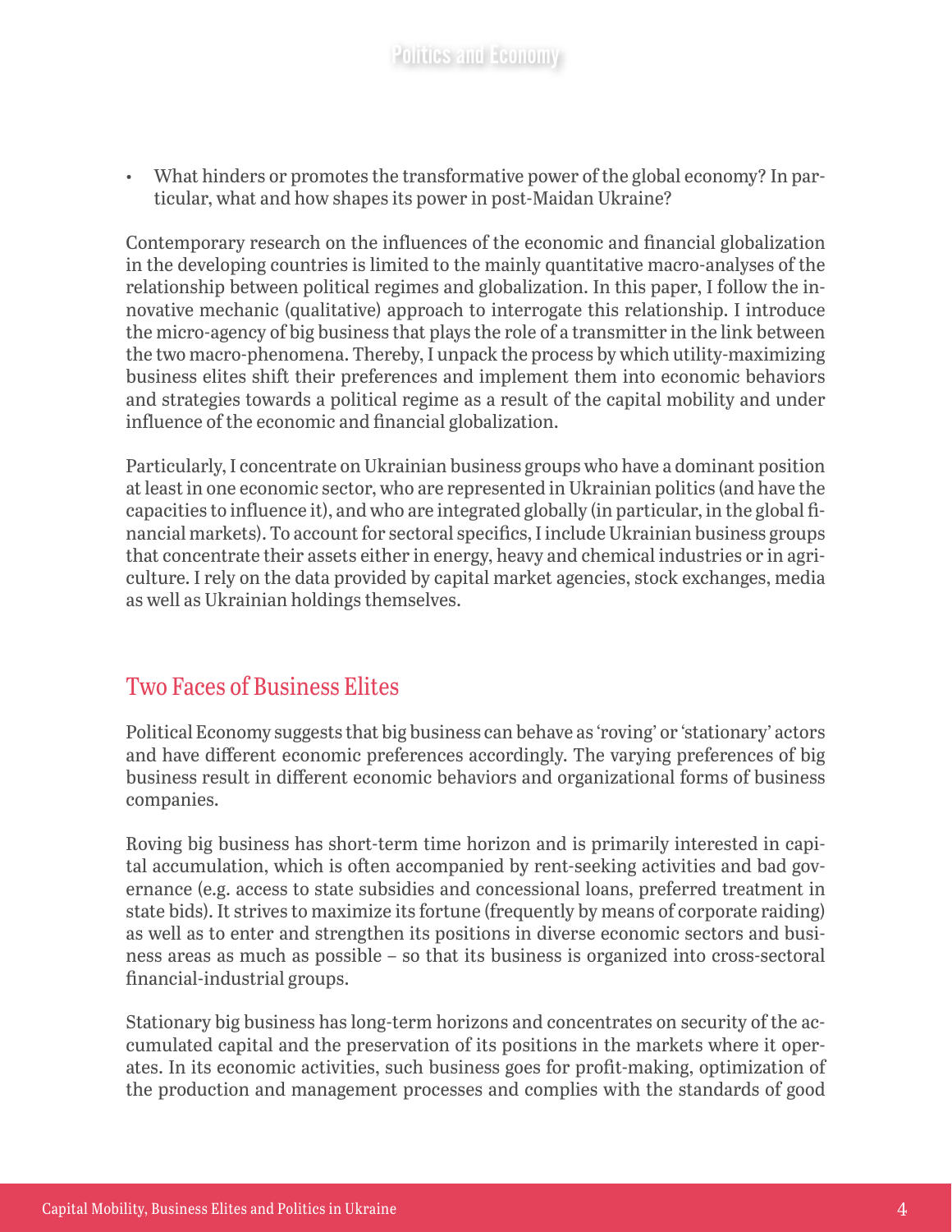- What hinders or promotes the transformative power of the global economy? In particular, what and how shapes its power in post-Maidan Ukraine?

Contemporary research on the influences of the economic and financial globalization in the developing countries is limited to the mainly quantitative macro-analyses of the relationship between political regimes and globalization. In this paper, I follow the innovative mechanic (qualitative) approach to interrogate this relationship. I introduce the micro-agency of big business that plays the role of a transmitter in the link between the two macro-phenomena. Thereby, I unpack the process by which utility-maximizing business elites shift their preferences and implement them into economic behaviors and strategies towards a political regime as a result of the capital mobility and under influence of the economic and financial globalization.

Particularly, I concentrate on Ukrainian business groups who have a dominant position at least in one economic sector, who are represented in Ukrainian politics (and have the capacities to influence it), and who are integrated globally (in particular, in the global financial markets). To account for sectoral specifics, I include Ukrainian business groups that concentrate their assets either in energy, heavy and chemical industries or in agriculture. I rely on the data provided by capital market agencies, stock exchanges, media as well as Ukrainian holdings themselves.

## Two Faces of Business Elites

Political Economy suggests that big business can behave as 'roving' or 'stationary' actors and have different economic preferences accordingly. The varying preferences of big business result in different economic behaviors and organizational forms of business companies.

Roving big business has short-term time horizon and is primarily interested in capital accumulation, which is often accompanied by rent-seeking activities and bad governance (e.g. access to state subsidies and concessional loans, preferred treatment in state bids). It strives to maximize its fortune (frequently by means of corporate raiding) as well as to enter and strengthen its positions in diverse economic sectors and business areas as much as possible – so that its business is organized into cross-sectoral financial-industrial groups.

Stationary big business has long-term horizons and concentrates on security of the accumulated capital and the preservation of its positions in the markets where it operates. In its economic activities, such business goes for profit-making, optimization of the production and management processes and complies with the standards of good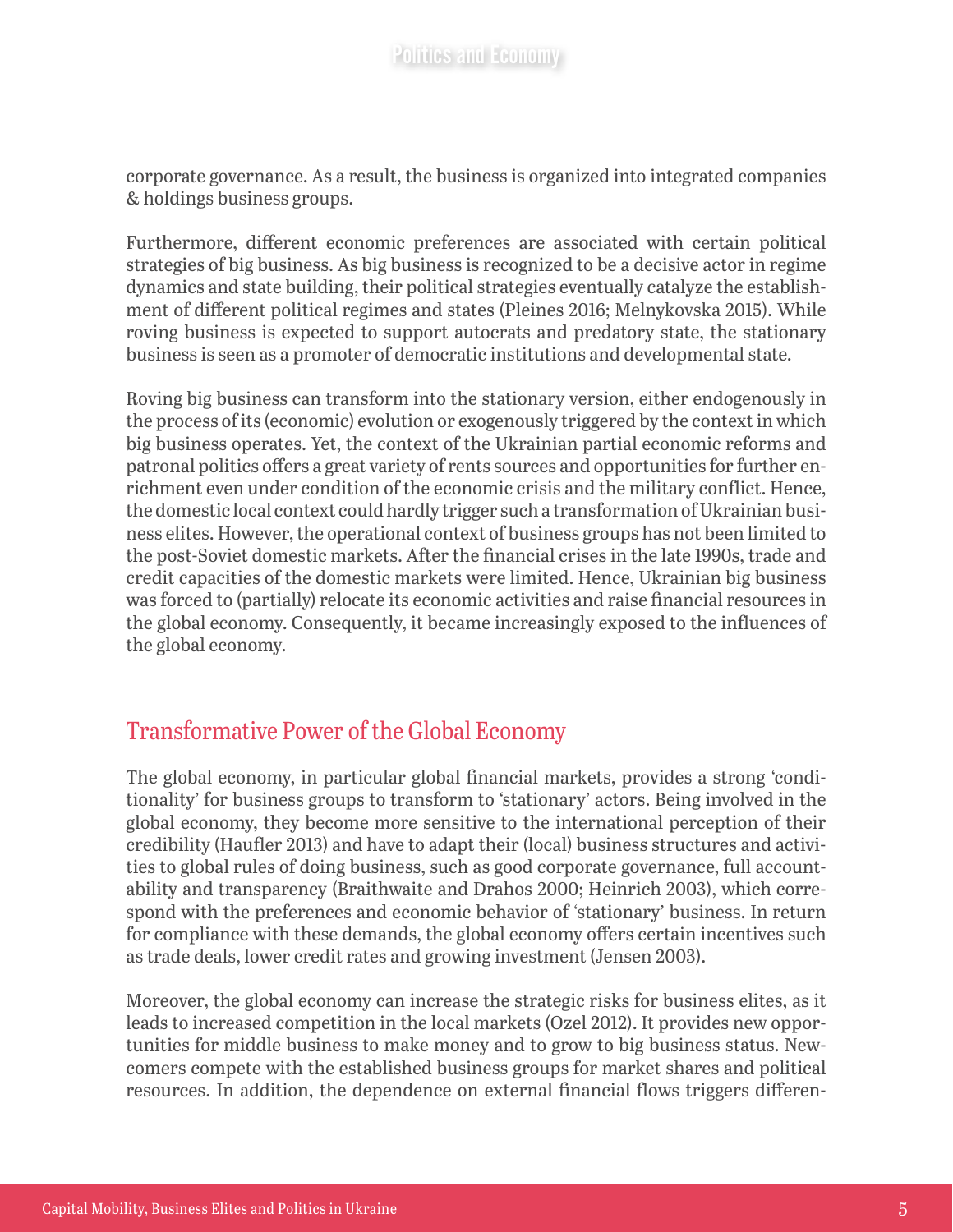corporate governance. As a result, the business is organized into integrated companies & holdings business groups.

Furthermore, different economic preferences are associated with certain political strategies of big business. As big business is recognized to be a decisive actor in regime dynamics and state building, their political strategies eventually catalyze the establishment of different political regimes and states (Pleines 2016; Melnykovska 2015). While roving business is expected to support autocrats and predatory state, the stationary business is seen as a promoter of democratic institutions and developmental state.

Roving big business can transform into the stationary version, either endogenously in the process of its (economic) evolution or exogenously triggered by the context in which big business operates. Yet, the context of the Ukrainian partial economic reforms and patronal politics offers a great variety of rents sources and opportunities for further enrichment even under condition of the economic crisis and the military conflict. Hence, the domestic local context could hardly trigger such a transformation of Ukrainian business elites. However, the operational context of business groups has not been limited to the post-Soviet domestic markets. After the financial crises in the late 1990s, trade and credit capacities of the domestic markets were limited. Hence, Ukrainian big business was forced to (partially) relocate its economic activities and raise financial resources in the global economy. Consequently, it became increasingly exposed to the influences of the global economy.

## Transformative Power of the Global Economy

The global economy, in particular global financial markets, provides a strong 'conditionality' for business groups to transform to 'stationary' actors. Being involved in the global economy, they become more sensitive to the international perception of their credibility (Haufler 2013) and have to adapt their (local) business structures and activities to global rules of doing business, such as good corporate governance, full accountability and transparency (Braithwaite and Drahos 2000; Heinrich 2003), which correspond with the preferences and economic behavior of 'stationary' business. In return for compliance with these demands, the global economy offers certain incentives such as trade deals, lower credit rates and growing investment (Jensen 2003).

Moreover, the global economy can increase the strategic risks for business elites, as it leads to increased competition in the local markets (Ozel 2012). It provides new opportunities for middle business to make money and to grow to big business status. Newcomers compete with the established business groups for market shares and political resources. In addition, the dependence on external financial flows triggers differen-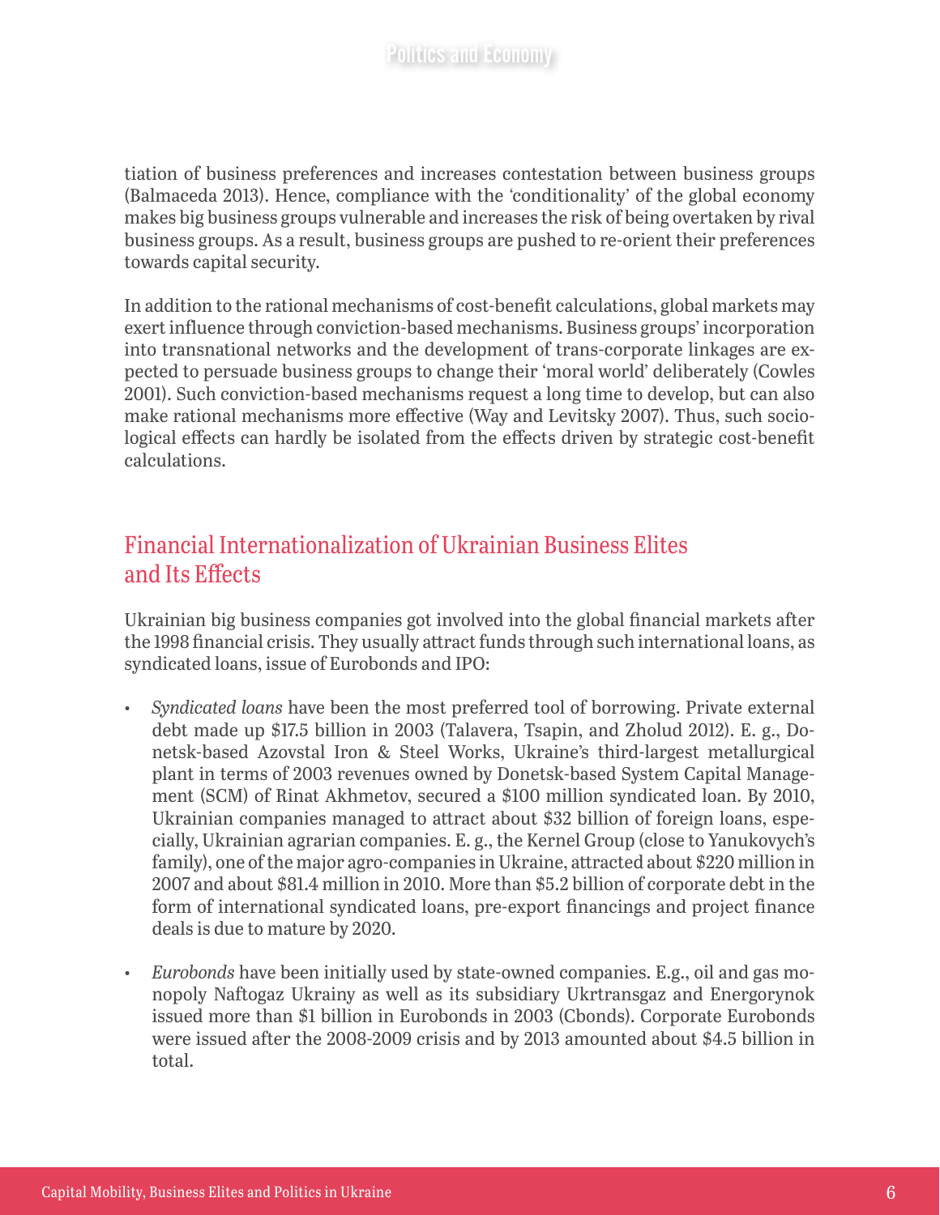tiation of business preferences and increases contestation between business groups (Balmaceda 2013). Hence, compliance with the 'conditionality' of the global economy makes big business groups vulnerable and increases the risk of being overtaken by rival business groups. As a result, business groups are pushed to re-orient their preferences towards capital security.

In addition to the rational mechanisms of cost-benefit calculations, global markets may exert influence through conviction-based mechanisms. Business groups' incorporation into transnational networks and the development of trans-corporate linkages are expected to persuade business groups to change their 'moral world' deliberately (Cowles 2001). Such conviction-based mechanisms request a long time to develop, but can also make rational mechanisms more effective (Way and Levitsky 2007). Thus, such sociological effects can hardly be isolated from the effects driven by strategic cost-benefit calculations.

## Financial Internationalization of Ukrainian Business Elites and Its Effects

Ukrainian big business companies got involved into the global financial markets after the 1998 financial crisis. They usually attract funds through such international loans, as syndicated loans, issue of Eurobonds and IPO:

- *Syndicated loans* have been the most preferred tool of borrowing. Private external debt made up $17.5 billion in 2003 (Talavera, Tsapin, and Zholud 2012). E. g., Donetsk-based Azovstal Iron & Steel Works, Ukraine's third-largest metallurgical plant in terms of 2003 revenues owned by Donetsk-based System Capital Management (SCM) of Rinat Akhmetov, secured a $100 million syndicated loan. By 2010, Ukrainian companies managed to attract about $32 billion of foreign loans, especially, Ukrainian agrarian companies. E. g., the Kernel Group (close to Yanukovych's family), one of the major agro-companies in Ukraine, attracted about $220 million in 2007 and about $81.4 million in 2010. More than $5.2 billion of corporate debt in the form of international syndicated loans, pre-export financings and project finance deals is due to mature by 2020.

- *Eurobonds* have been initially used by state-owned companies. E.g., oil and gas monopoly Naftogaz Ukrainy as well as its subsidiary Ukrtransgaz and Energorynok issued more than $1 billion in Eurobonds in 2003 (Cbonds). Corporate Eurobonds were issued after the 2008-2009 crisis and by 2013 amounted about $4.5 billion in total.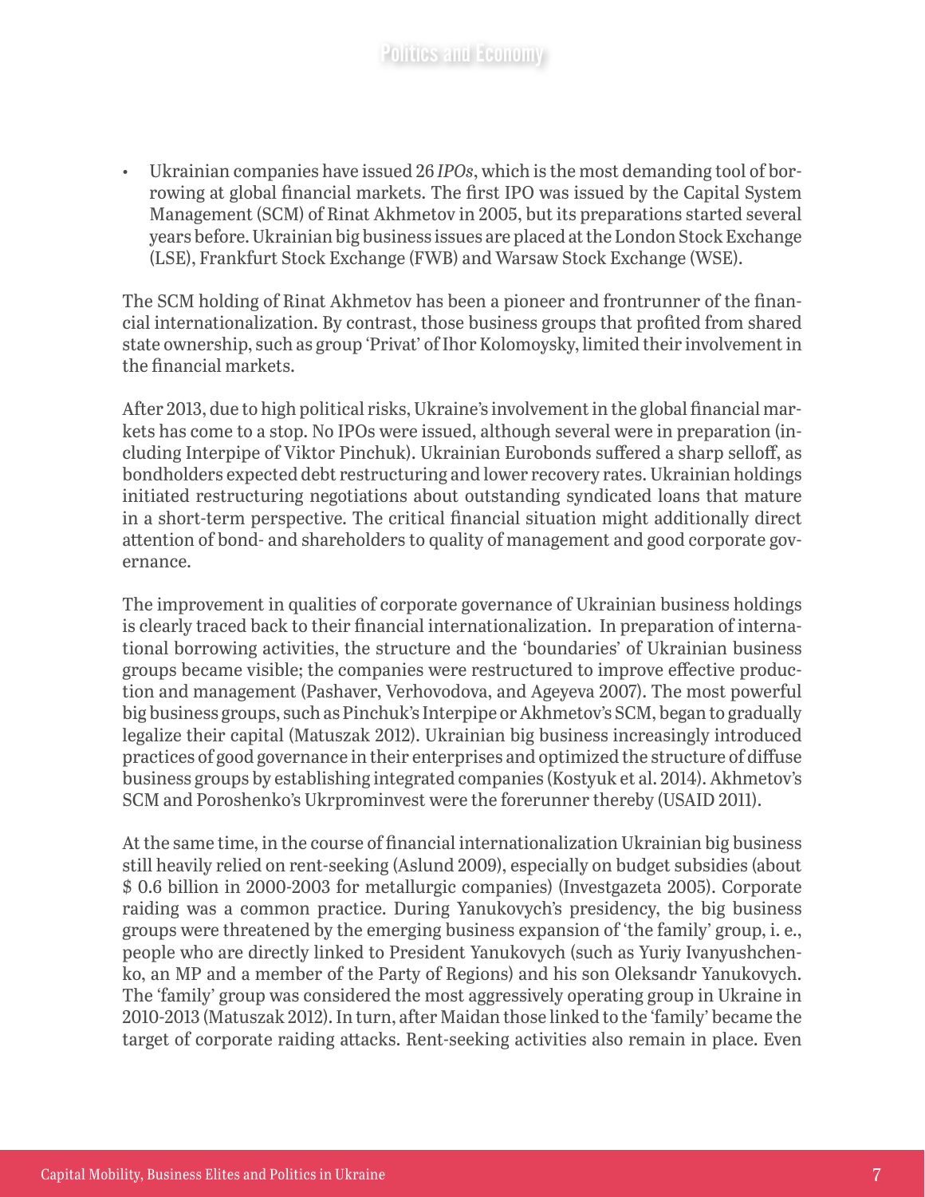- Ukrainian companies have issued 26 *IPOs*, which is the most demanding tool of borrowing at global financial markets. The first IPO was issued by the Capital System Management (SCM) of Rinat Akhmetov in 2005, but its preparations started several years before. Ukrainian big business issues are placed at the London Stock Exchange (LSE), Frankfurt Stock Exchange (FWB) and Warsaw Stock Exchange (WSE).

The SCM holding of Rinat Akhmetov has been a pioneer and frontrunner of the financial internationalization. By contrast, those business groups that profited from shared state ownership, such as group 'Privat' of Ihor Kolomoysky, limited their involvement in the financial markets.

After 2013, due to high political risks, Ukraine's involvement in the global financial markets has come to a stop. No IPOs were issued, although several were in preparation (including Interpipe of Viktor Pinchuk). Ukrainian Eurobonds suffered a sharp selloff, as bondholders expected debt restructuring and lower recovery rates. Ukrainian holdings initiated restructuring negotiations about outstanding syndicated loans that mature in a short-term perspective. The critical financial situation might additionally direct attention of bond- and shareholders to quality of management and good corporate governance.

The improvement in qualities of corporate governance of Ukrainian business holdings is clearly traced back to their financial internationalization. In preparation of international borrowing activities, the structure and the 'boundaries' of Ukrainian business groups became visible; the companies were restructured to improve effective production and management (Pashaver, Verhovodova, and Ageyeva 2007). The most powerful big business groups, such as Pinchuk's Interpipe or Akhmetov's SCM, began to gradually legalize their capital (Matuszak 2012). Ukrainian big business increasingly introduced practices of good governance in their enterprises and optimized the structure of diffuse business groups by establishing integrated companies (Kostyuk et al. 2014). Akhmetov's SCM and Poroshenko's Ukrprominvest were the forerunner thereby (USAID 2011).

At the same time, in the course of financial internationalization Ukrainian big business still heavily relied on rent-seeking (Aslund 2009), especially on budget subsidies (about $ 0.6 billion in 2000-2003 for metallurgic companies) (Investgazeta 2005). Corporate raiding was a common practice. During Yanukovych's presidency, the big business groups were threatened by the emerging business expansion of 'the family' group, i. e., people who are directly linked to President Yanukovych (such as Yuriy Ivanyushchenko, an MP and a member of the Party of Regions) and his son Oleksandr Yanukovych. The 'family' group was considered the most aggressively operating group in Ukraine in 2010-2013 (Matuszak 2012). In turn, after Maidan those linked to the 'family' became the target of corporate raiding attacks. Rent-seeking activities also remain in place. Even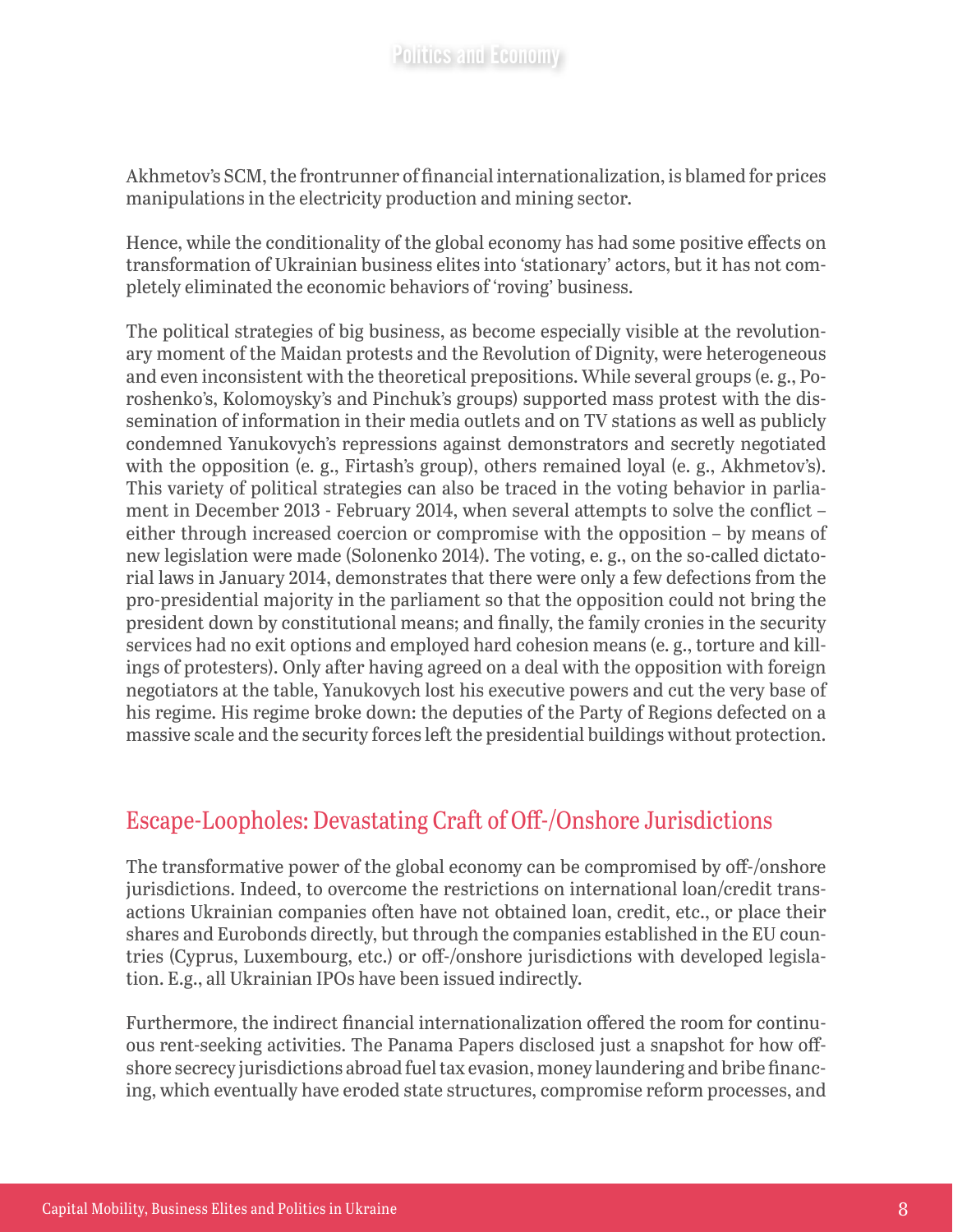Akhmetov's SCM, the frontrunner of financial internationalization, is blamed for prices manipulations in the electricity production and mining sector.

Hence, while the conditionality of the global economy has had some positive effects on transformation of Ukrainian business elites into 'stationary' actors, but it has not completely eliminated the economic behaviors of 'roving' business.

The political strategies of big business, as become especially visible at the revolutionary moment of the Maidan protests and the Revolution of Dignity, were heterogeneous and even inconsistent with the theoretical prepositions. While several groups (e. g., Poroshenko's, Kolomoysky's and Pinchuk's groups) supported mass protest with the dissemination of information in their media outlets and on TV stations as well as publicly condemned Yanukovych's repressions against demonstrators and secretly negotiated with the opposition (e. g., Firtash's group), others remained loyal (e. g., Akhmetov's). This variety of political strategies can also be traced in the voting behavior in parliament in December 2013 - February 2014, when several attempts to solve the conflict – either through increased coercion or compromise with the opposition – by means of new legislation were made (Solonenko 2014). The voting, e. g., on the so-called dictatorial laws in January 2014, demonstrates that there were only a few defections from the pro-presidential majority in the parliament so that the opposition could not bring the president down by constitutional means; and finally, the family cronies in the security services had no exit options and employed hard cohesion means (e. g., torture and killings of protesters). Only after having agreed on a deal with the opposition with foreign negotiators at the table, Yanukovych lost his executive powers and cut the very base of his regime. His regime broke down: the deputies of the Party of Regions defected on a massive scale and the security forces left the presidential buildings without protection.

## Escape-Loopholes: Devastating Craft of Off-/Onshore Jurisdictions

The transformative power of the global economy can be compromised by off-/onshore jurisdictions. Indeed, to overcome the restrictions on international loan/credit transactions Ukrainian companies often have not obtained loan, credit, etc., or place their shares and Eurobonds directly, but through the companies established in the EU countries (Cyprus, Luxembourg, etc.) or off-/onshore jurisdictions with developed legislation. E.g., all Ukrainian IPOs have been issued indirectly.

Furthermore, the indirect financial internationalization offered the room for continuous rent-seeking activities. The Panama Papers disclosed just a snapshot for how offshore secrecy jurisdictions abroad fuel tax evasion, money laundering and bribe financing, which eventually have eroded state structures, compromise reform processes, and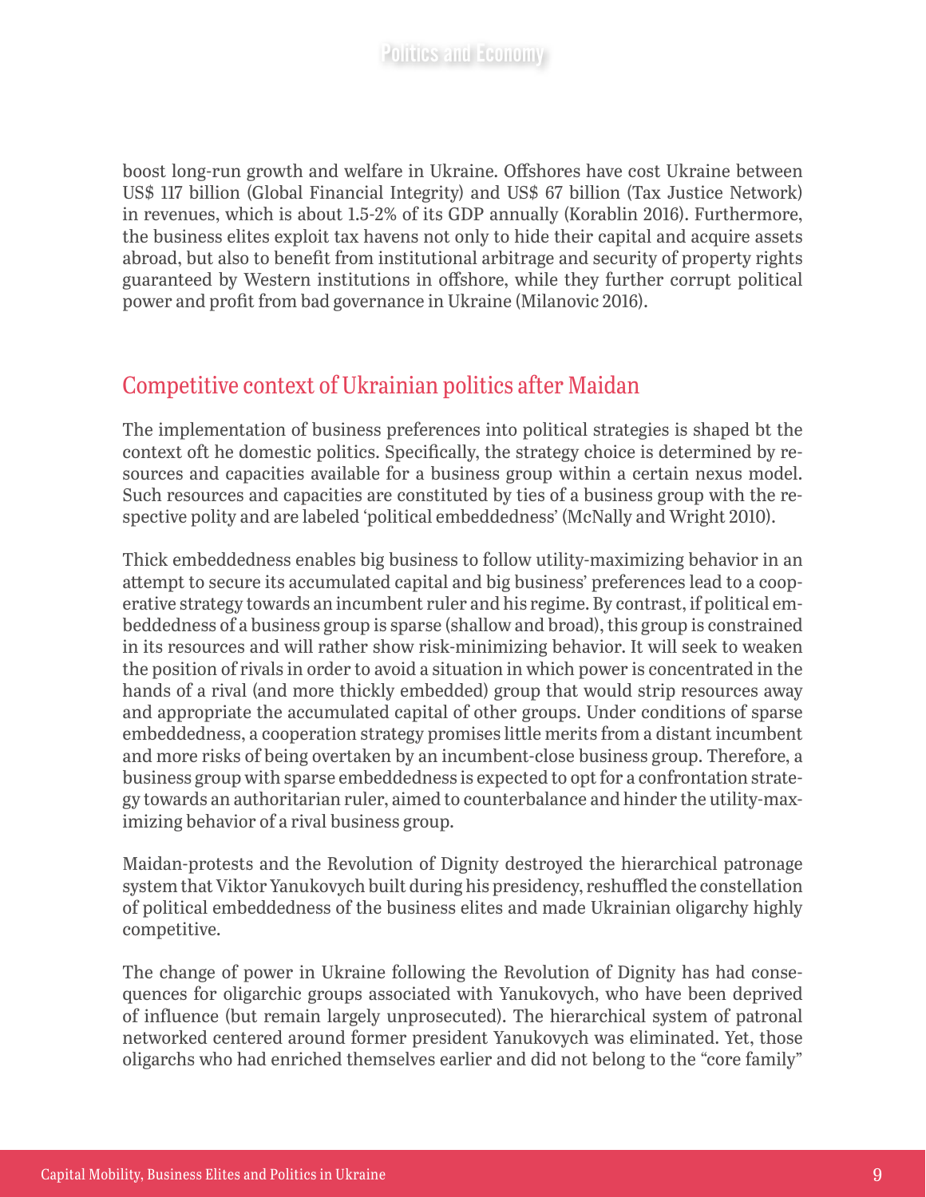boost long-run growth and welfare in Ukraine. Offshores have cost Ukraine between US$ 117 billion (Global Financial Integrity) and US$ 67 billion (Tax Justice Network) in revenues, which is about 1.5-2% of its GDP annually (Korablin 2016). Furthermore, the business elites exploit tax havens not only to hide their capital and acquire assets abroad, but also to benefit from institutional arbitrage and security of property rights guaranteed by Western institutions in offshore, while they further corrupt political power and profit from bad governance in Ukraine (Milanovic 2016).

## Competitive context of Ukrainian politics after Maidan

The implementation of business preferences into political strategies is shaped bt the context oft he domestic politics. Specifically, the strategy choice is determined by resources and capacities available for a business group within a certain nexus model. Such resources and capacities are constituted by ties of a business group with the respective polity and are labeled 'political embeddedness' (McNally and Wright 2010).

Thick embeddedness enables big business to follow utility-maximizing behavior in an attempt to secure its accumulated capital and big business' preferences lead to a cooperative strategy towards an incumbent ruler and his regime. By contrast, if political embeddedness of a business group is sparse (shallow and broad), this group is constrained in its resources and will rather show risk-minimizing behavior. It will seek to weaken the position of rivals in order to avoid a situation in which power is concentrated in the hands of a rival (and more thickly embedded) group that would strip resources away and appropriate the accumulated capital of other groups. Under conditions of sparse embeddedness, a cooperation strategy promises little merits from a distant incumbent and more risks of being overtaken by an incumbent-close business group. Therefore, a business group with sparse embeddedness is expected to opt for a confrontation strategy towards an authoritarian ruler, aimed to counterbalance and hinder the utility-maximizing behavior of a rival business group.

Maidan-protests and the Revolution of Dignity destroyed the hierarchical patronage system that Viktor Yanukovych built during his presidency, reshuffled the constellation of political embeddedness of the business elites and made Ukrainian oligarchy highly competitive.

The change of power in Ukraine following the Revolution of Dignity has had consequences for oligarchic groups associated with Yanukovych, who have been deprived of influence (but remain largely unprosecuted). The hierarchical system of patronal networked centered around former president Yanukovych was eliminated. Yet, those oligarchs who had enriched themselves earlier and did not belong to the "core family"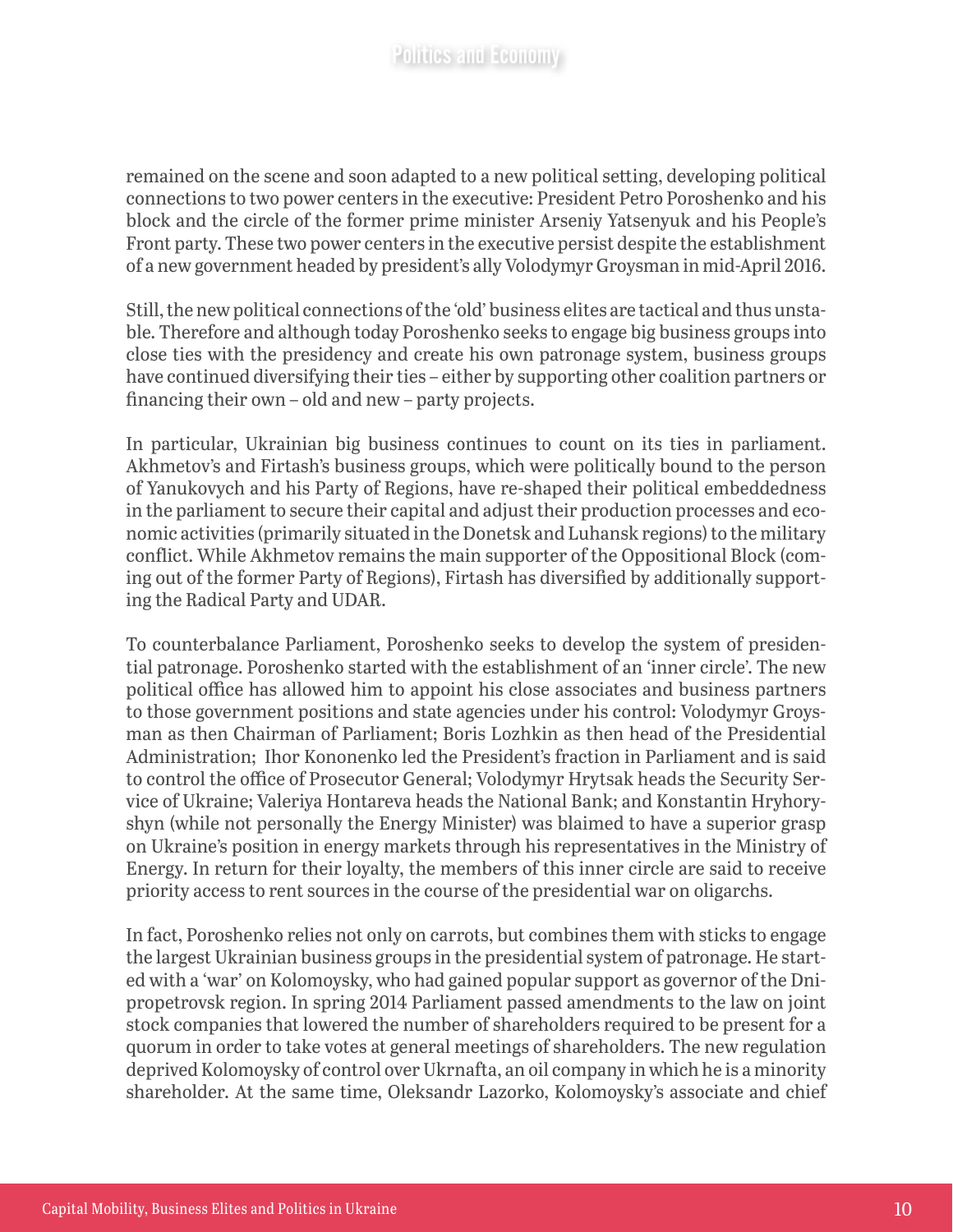remained on the scene and soon adapted to a new political setting, developing political connections to two power centers in the executive: President Petro Poroshenko and his block and the circle of the former prime minister Arseniy Yatsenyuk and his People's Front party. These two power centers in the executive persist despite the establishment of a new government headed by president's ally Volodymyr Groysman in mid-April 2016.

Still, the new political connections of the 'old' business elites are tactical and thus unstable. Therefore and although today Poroshenko seeks to engage big business groups into close ties with the presidency and create his own patronage system, business groups have continued diversifying their ties – either by supporting other coalition partners or financing their own – old and new – party projects.

In particular, Ukrainian big business continues to count on its ties in parliament. Akhmetov's and Firtash's business groups, which were politically bound to the person of Yanukovych and his Party of Regions, have re-shaped their political embeddedness in the parliament to secure their capital and adjust their production processes and economic activities (primarily situated in the Donetsk and Luhansk regions) to the military conflict. While Akhmetov remains the main supporter of the Oppositional Block (coming out of the former Party of Regions), Firtash has diversified by additionally supporting the Radical Party and UDAR.

To counterbalance Parliament, Poroshenko seeks to develop the system of presidential patronage. Poroshenko started with the establishment of an 'inner circle'. The new political office has allowed him to appoint his close associates and business partners to those government positions and state agencies under his control: Volodymyr Groysman as then Chairman of Parliament; Boris Lozhkin as then head of the Presidential Administration; Ihor Kononenko led the President's fraction in Parliament and is said to control the office of Prosecutor General; Volodymyr Hrytsak heads the Security Service of Ukraine; Valeriya Hontareva heads the National Bank; and Konstantin Hryhoryshyn (while not personally the Energy Minister) was blaimed to have a superior grasp on Ukraine's position in energy markets through his representatives in the Ministry of Energy. In return for their loyalty, the members of this inner circle are said to receive priority access to rent sources in the course of the presidential war on oligarchs.

In fact, Poroshenko relies not only on carrots, but combines them with sticks to engage the largest Ukrainian business groups in the presidential system of patronage. He started with a 'war' on Kolomoysky, who had gained popular support as governor of the Dnipropetrovsk region. In spring 2014 Parliament passed amendments to the law on joint stock companies that lowered the number of shareholders required to be present for a quorum in order to take votes at general meetings of shareholders. The new regulation deprived Kolomoysky of control over Ukrnafta, an oil company in which he is a minority shareholder. At the same time, Oleksandr Lazorko, Kolomoysky's associate and chief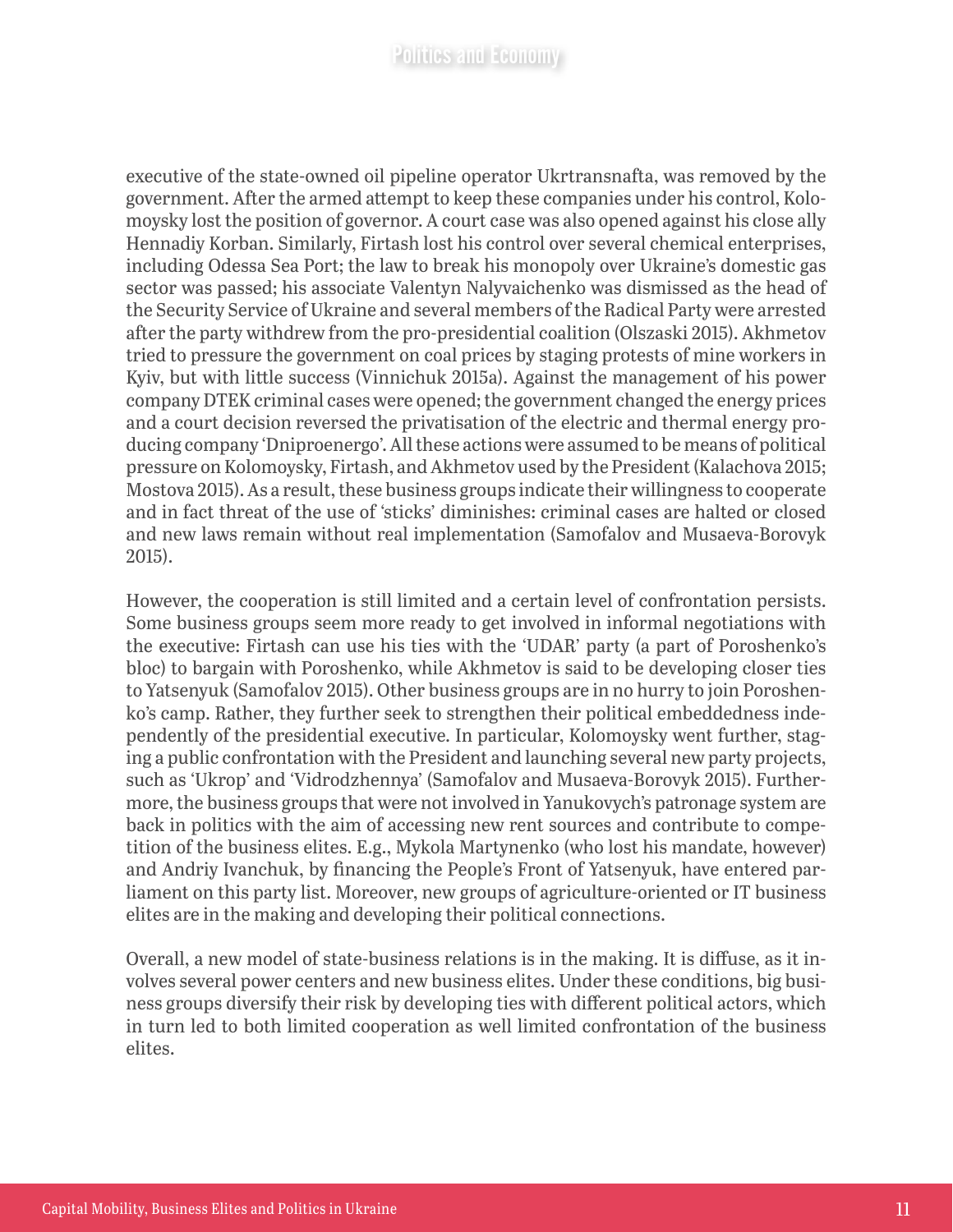executive of the state-owned oil pipeline operator Ukrtransnafta, was removed by the government. After the armed attempt to keep these companies under his control, Kolomoysky lost the position of governor. A court case was also opened against his close ally Hennadiy Korban. Similarly, Firtash lost his control over several chemical enterprises, including Odessa Sea Port; the law to break his monopoly over Ukraine's domestic gas sector was passed; his associate Valentyn Nalyvaichenko was dismissed as the head of the Security Service of Ukraine and several members of the Radical Party were arrested after the party withdrew from the pro-presidential coalition (Olszaski 2015). Akhmetov tried to pressure the government on coal prices by staging protests of mine workers in Kyiv, but with little success (Vinnichuk 2015a). Against the management of his power company DTEK criminal cases were opened; the government changed the energy prices and a court decision reversed the privatisation of the electric and thermal energy producing company 'Dniproenergo'. All these actions were assumed to be means of political pressure on Kolomoysky, Firtash, and Akhmetov used by the President (Kalachova 2015; Mostova 2015). As a result, these business groups indicate their willingness to cooperate and in fact threat of the use of 'sticks' diminishes: criminal cases are halted or closed and new laws remain without real implementation (Samofalov and Musaeva-Borovyk 2015).

However, the cooperation is still limited and a certain level of confrontation persists. Some business groups seem more ready to get involved in informal negotiations with the executive: Firtash can use his ties with the 'UDAR' party (a part of Poroshenko's bloc) to bargain with Poroshenko, while Akhmetov is said to be developing closer ties to Yatsenyuk (Samofalov 2015). Other business groups are in no hurry to join Poroshenko's camp. Rather, they further seek to strengthen their political embeddedness independently of the presidential executive. In particular, Kolomoysky went further, staging a public confrontation with the President and launching several new party projects, such as 'Ukrop' and 'Vidrodzhennya' (Samofalov and Musaeva-Borovyk 2015). Furthermore, the business groups that were not involved in Yanukovych's patronage system are back in politics with the aim of accessing new rent sources and contribute to competition of the business elites. E.g., Mykola Martynenko (who lost his mandate, however) and Andriy Ivanchuk, by financing the People's Front of Yatsenyuk, have entered parliament on this party list. Moreover, new groups of agriculture-oriented or IT business elites are in the making and developing their political connections.

Overall, a new model of state-business relations is in the making. It is diffuse, as it involves several power centers and new business elites. Under these conditions, big business groups diversify their risk by developing ties with different political actors, which in turn led to both limited cooperation as well limited confrontation of the business elites.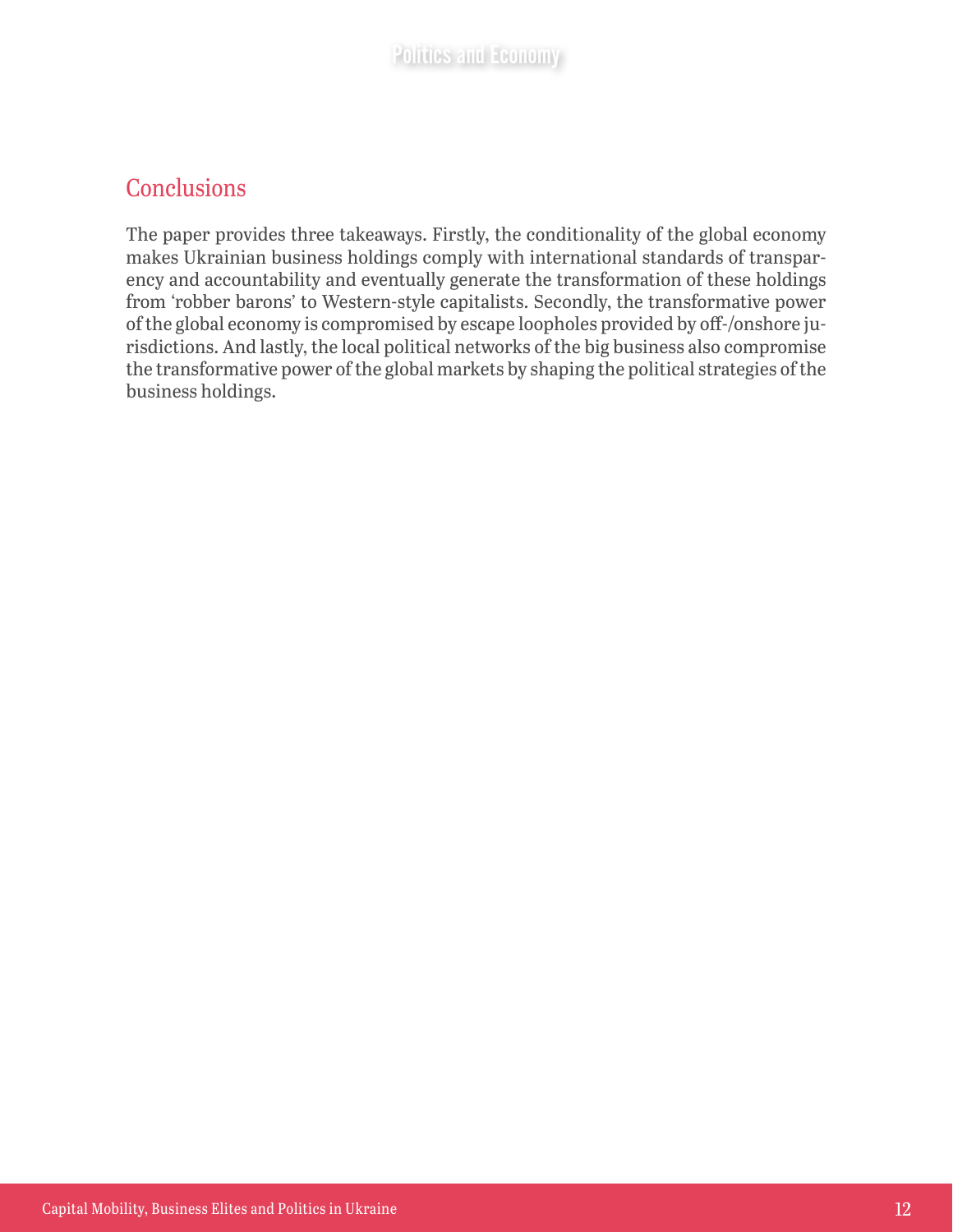## Conclusions

The paper provides three takeaways. Firstly, the conditionality of the global economy makes Ukrainian business holdings comply with international standards of transparency and accountability and eventually generate the transformation of these holdings from 'robber barons' to Western-style capitalists. Secondly, the transformative power of the global economy is compromised by escape loopholes provided by off-/onshore jurisdictions. And lastly, the local political networks of the big business also compromise the transformative power of the global markets by shaping the political strategies of the business holdings.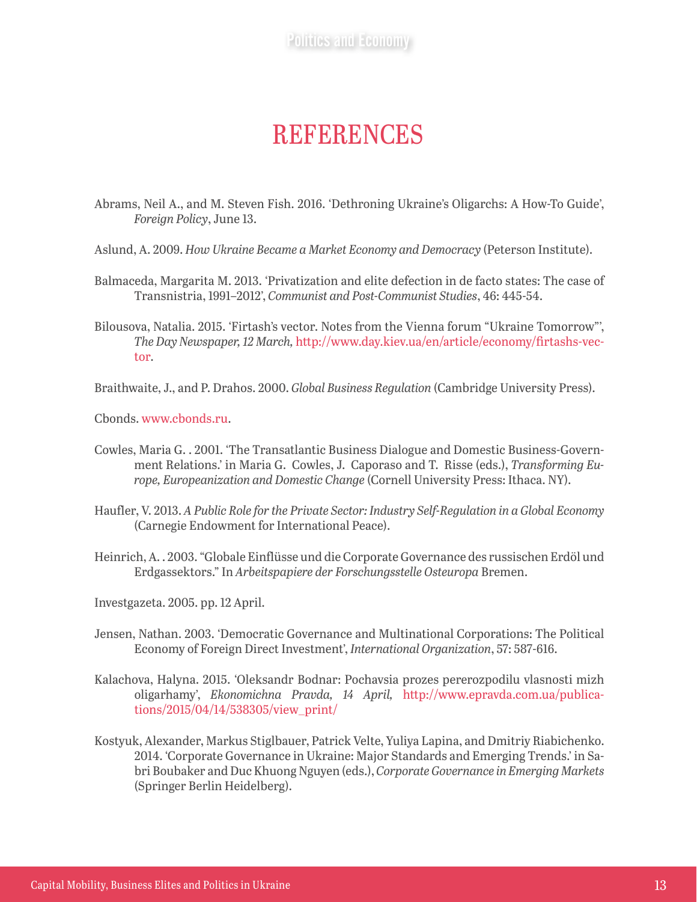# REFERENCES

Abrams, Neil A., and M. Steven Fish. 2016. 'Dethroning Ukraine's Oligarchs: A How-To Guide', *Foreign Policy*, June 13.

Aslund, A. 2009. *How Ukraine Became a Market Economy and Democracy* (Peterson Institute).

Balmaceda, Margarita M. 2013. 'Privatization and elite defection in de facto states: The case of Transnistria, 1991–2012', *Communist and Post-Communist Studies*, 46: 445-54.

Bilousova, Natalia. 2015. 'Firtash's vector. Notes from the Vienna forum "Ukraine Tomorrow"', *The Day Newspaper, 12 March,* http://www.day.kiev.ua/en/article/economy/firtashs-vector.

Braithwaite, J., and P. Drahos. 2000. *Global Business Regulation* (Cambridge University Press).

Cbonds. www.cbonds.ru.

Cowles, Maria G. . 2001. 'The Transatlantic Business Dialogue and Domestic Business-Government Relations.' in Maria G. Cowles, J. Caporaso and T. Risse (eds.), *Transforming Europe, Europeanization and Domestic Change* (Cornell University Press: Ithaca. NY).

Haufler, V. 2013. *A Public Role for the Private Sector: Industry Self-Regulation in a Global Economy* (Carnegie Endowment for International Peace).

Heinrich, A. . 2003. "Globale Einflüsse und die Corporate Governance des russischen Erdöl und Erdgassektors." In *Arbeitspapiere der Forschungsstelle Osteuropa* Bremen.

Investgazeta. 2005. pp. 12 April.

Jensen, Nathan. 2003. 'Democratic Governance and Multinational Corporations: The Political Economy of Foreign Direct Investment', *International Organization*, 57: 587-616.

Kalachova, Halyna. 2015. 'Oleksandr Bodnar: Pochavsia prozes pererozpodilu vlasnosti mizh oligarhamy', *Ekonomichna Pravda, 14 April,* http://www.epravda.com.ua/publications/2015/04/14/538305/view_print/

Kostyuk, Alexander, Markus Stiglbauer, Patrick Velte, Yuliya Lapina, and Dmitriy Riabichenko. 2014. 'Corporate Governance in Ukraine: Major Standards and Emerging Trends.' in Sabri Boubaker and Duc Khuong Nguyen (eds.), *Corporate Governance in Emerging Markets* (Springer Berlin Heidelberg).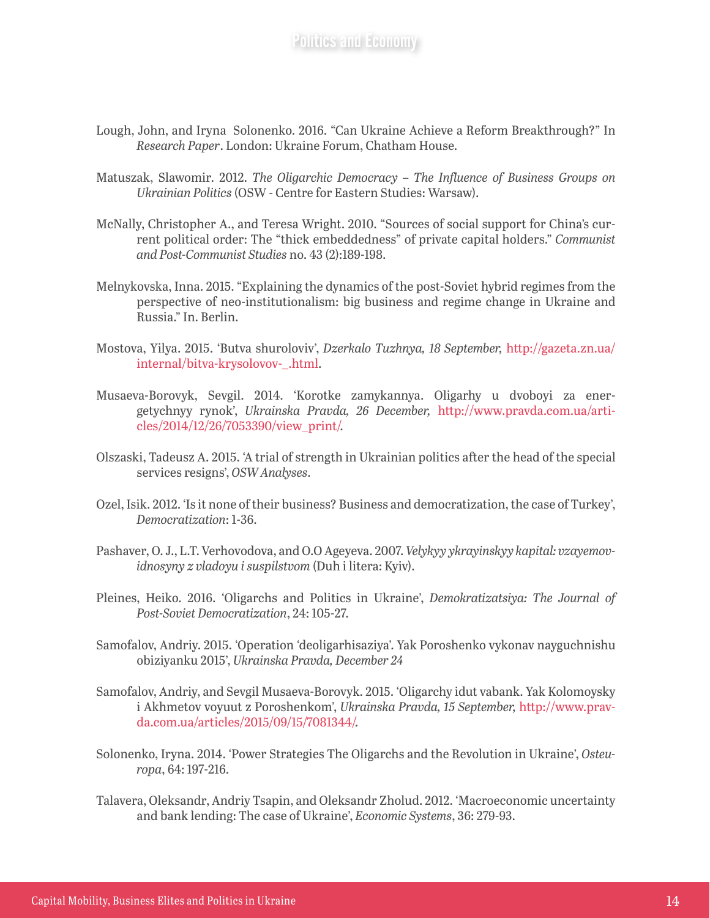Lough, John, and Iryna Solonenko. 2016. “Can Ukraine Achieve a Reform Breakthrough?” In *Research Paper*. London: Ukraine Forum, Chatham House.

Matuszak, Slawomir. 2012. *The Oligarchic Democracy – The Influence of Business Groups on Ukrainian Politics* (OSW - Centre for Eastern Studies: Warsaw).

McNally, Christopher A., and Teresa Wright. 2010. “Sources of social support for China’s current political order: The “thick embeddedness” of private capital holders.” *Communist and Post-Communist Studies* no. 43 (2):189-198.

Melnykovska, Inna. 2015. “Explaining the dynamics of the post-Soviet hybrid regimes from the perspective of neo-institutionalism: big business and regime change in Ukraine and Russia.” In. Berlin.

Mostova, Yilya. 2015. ‘Butva shuroloviv’, *Dzerkalo Tuzhnya, 18 September*, http://gazeta.zn.ua/internal/bitva-krysolovov-_.html.

Musaeva-Borovyk, Sevgil. 2014. ‘Korotke zamykannya. Oligarhy u dvoboyi za energetychnyy rynok’, *Ukrainska Pravda, 26 December,* http://www.pravda.com.ua/articles/2014/12/26/7053390/view_print/.

Olszaski, Tadeusz A. 2015. ‘A trial of strength in Ukrainian politics after the head of the special services resigns’, *OSW Analyses*.

Ozel, Isik. 2012. ‘Is it none of their business? Business and democratization, the case of Turkey’, *Democratization*: 1-36.

Pashaver, O. J., L.T. Verhovodova, and O.O Ageyeva. 2007. *Velykyy ykrayinskyy kapital: vzayemovidnosyny z vladoyu i suspilstvom* (Duh i litera: Kyiv).

Pleines, Heiko. 2016. ‘Oligarchs and Politics in Ukraine’, *Demokratizatsiya: The Journal of Post-Soviet Democratization*, 24: 105-27.

Samofalov, Andriy. 2015. ‘Operation ‘deoligarhisaziya’. Yak Poroshenko vykonav nayguchnishu obiziyanku 2015’, *Ukrainska Pravda, December 24*

Samofalov, Andriy, and Sevgil Musaeva-Borovyk. 2015. ‘Oligarchy idut vabank. Yak Kolomoysky i Akhmetov voyuut z Poroshenkom’, *Ukrainska Pravda, 15 September,* http://www.pravda.com.ua/articles/2015/09/15/7081344/.

Solonenko, Iryna. 2014. ‘Power Strategies The Oligarchs and the Revolution in Ukraine’, *Osteuropa*, 64: 197-216.

Talavera, Oleksandr, Andriy Tsapin, and Oleksandr Zholud. 2012. ‘Macroeconomic uncertainty and bank lending: The case of Ukraine’, *Economic Systems*, 36: 279-93.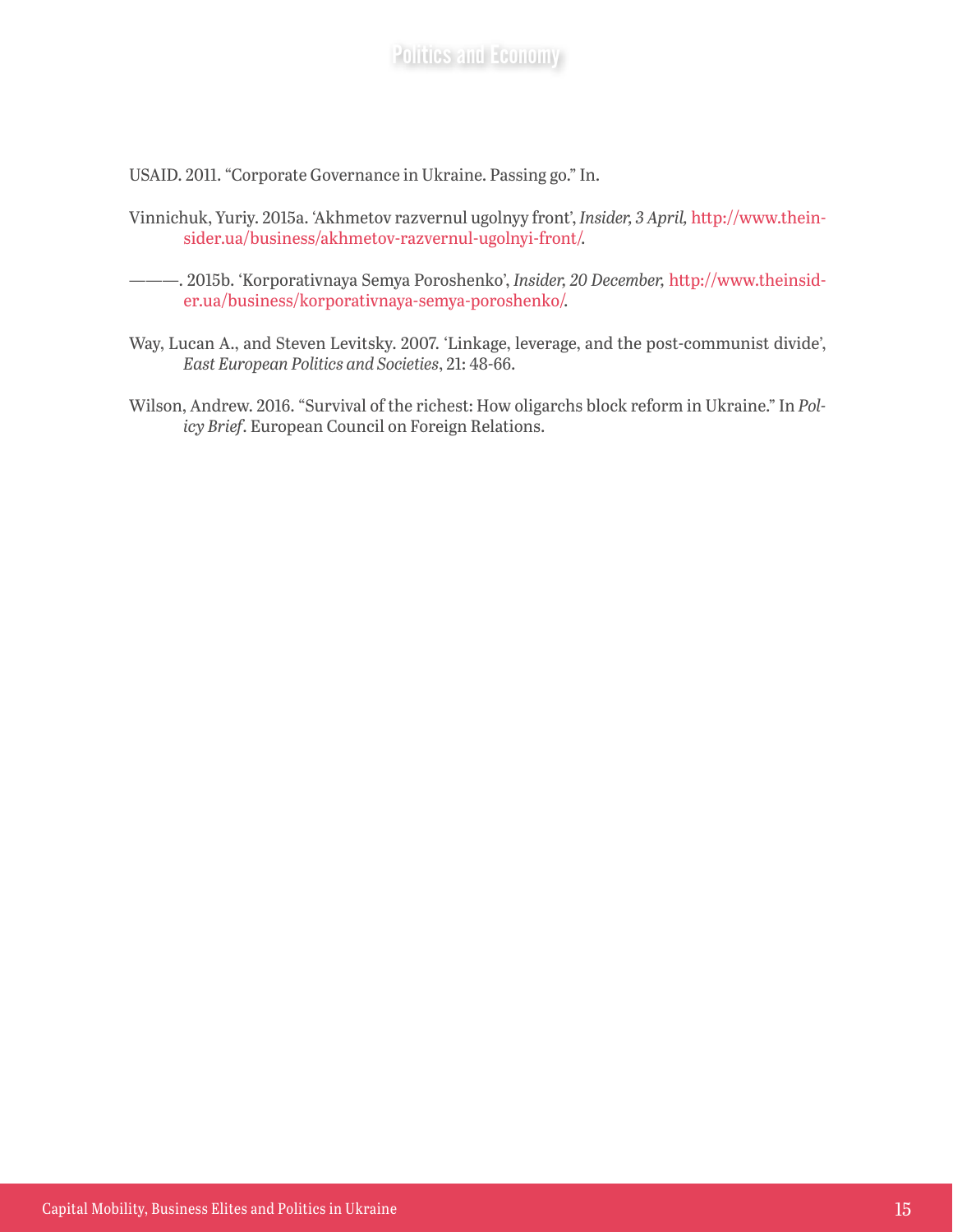USAID. 2011. "Corporate Governance in Ukraine. Passing go." In.

Vinnichuk, Yuriy. 2015a. 'Akhmetov razvernul ugolnyy front', *Insider, 3 April,* http://www.theinsider.ua/business/akhmetov-razvernul-ugolnyi-front/.

———. 2015b. 'Korporativnaya Semya Poroshenko', *Insider, 20 December,* http://www.theinsider.ua/business/korporativnaya-semya-poroshenko/.

Way, Lucan A., and Steven Levitsky. 2007. 'Linkage, leverage, and the post-communist divide', *East European Politics and Societies*, 21: 48-66.

Wilson, Andrew. 2016. "Survival of the richest: How oligarchs block reform in Ukraine." In *Policy Brief*. European Council on Foreign Relations.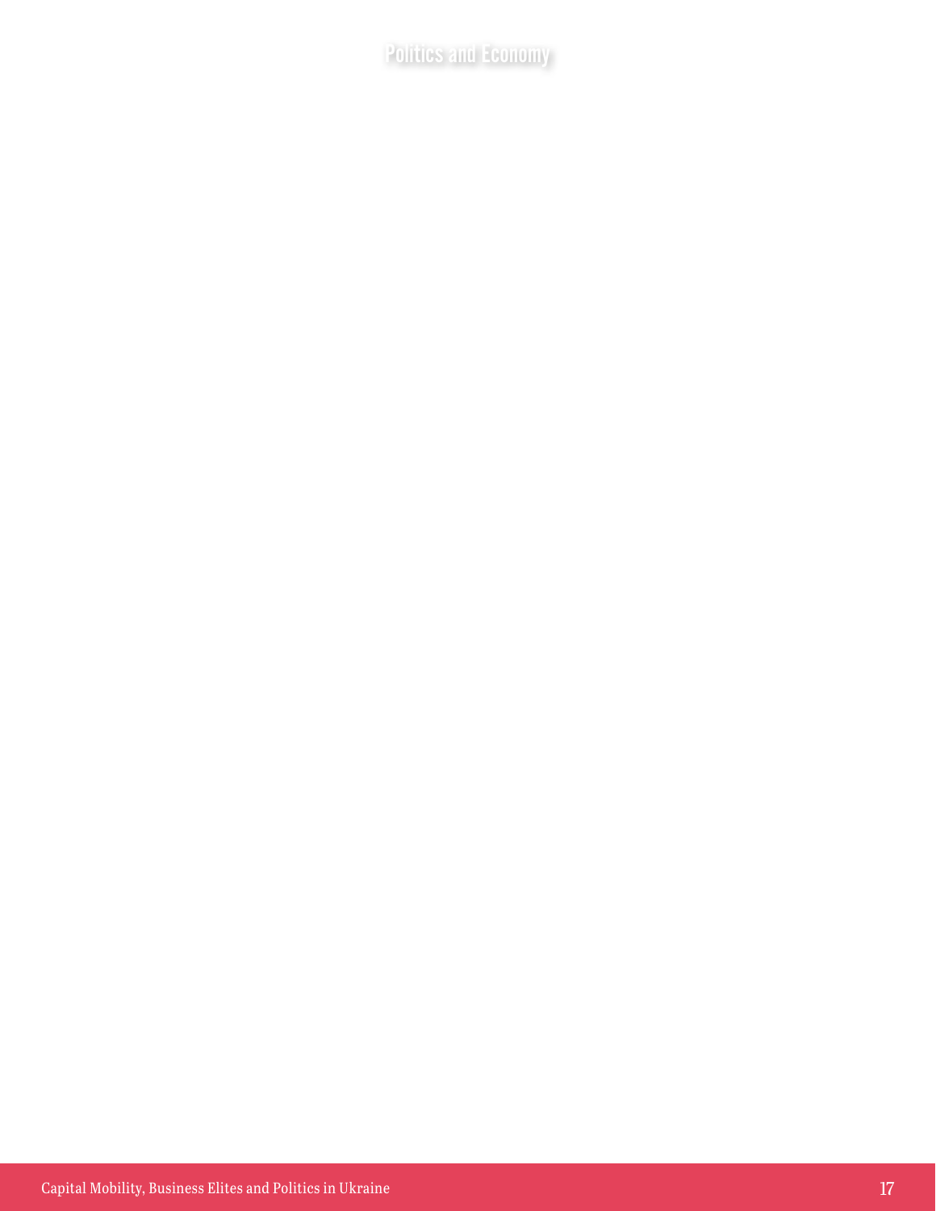Politics and Economy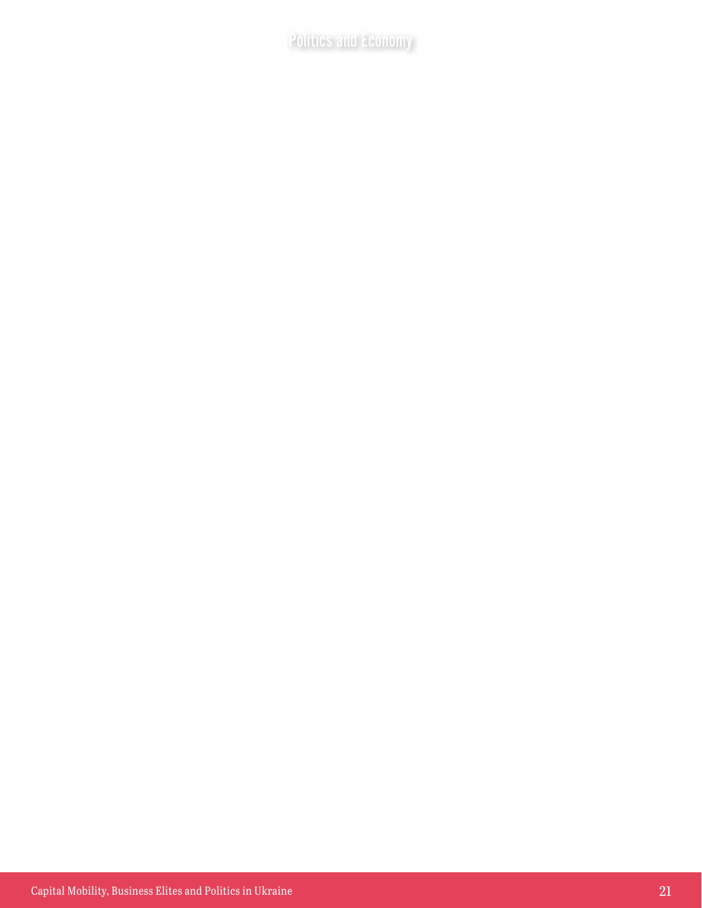Politics and Economy